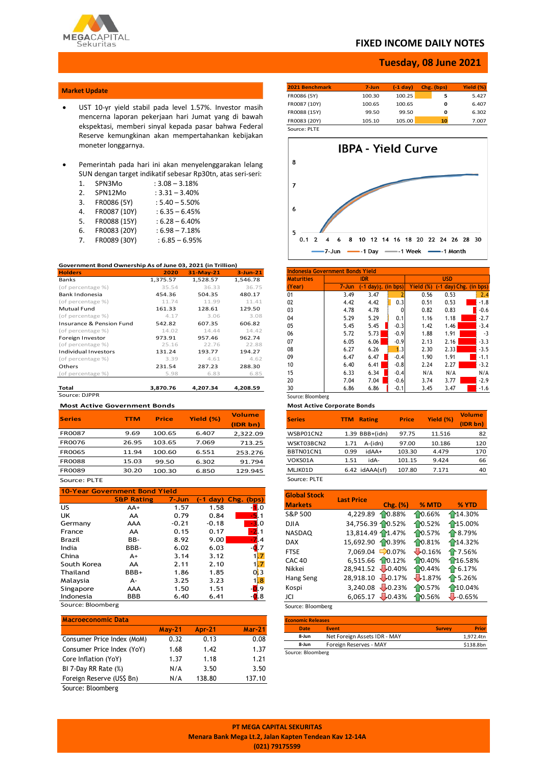# FIXED INCOME DAILY NOTES

**Tuesday, 08 June 2021**

## Market Update

- UST 10-yr yield stabil pada level 1.57%. Investor masih mencerna laporan pekerjaan hari Jumat yang di bawah ekspektasi, memberi sinyal kepada pasar bahwa Federal Reserve kemungkinan akan mempertahankan kebijakan moneter longgarnya.

- Pemerintah pada hari ini akan menyelenggarakan lelang SUN dengan target indikatif sebesar Rp30tn, atas seri-seri:
  1. SPN3Mo : 3.08 – 3.18%
  2. SPN12Mo : 3.31 – 3.40%
  3. FR0086 (5Y) : 5.40 – 5.50%
  4. FR0087 (10Y) : 6.35 – 6.45%
  5. FR0088 (15Y) : 6.28 – 6.40%
  6. FR0083 (20Y) : 6.98 – 7.18%
  7. FR0089 (30Y) : 6.85 – 6.95%

| 2021 Benchmark | 7-Jun | (-1 day) | Chg. (bps) | Yield (%) |
|---|---|---|---|---|
| FR0086 (5Y) | 100.30 | 100.25 | 5 | 5.427 |
| FR0087 (10Y) | 100.65 | 100.65 | 0 | 6.407 |
| FR0088 (15Y) | 99.50 | 99.50 | 0 | 6.302 |
| FR0083 (20Y) | 105.10 | 105.00 | 10 | 7.007 |

Source: PLTE

**IBPA - Yield Curve**

(Chart: series 7-Jun, -1 Day, -1 Week, -1 Month; x-axis 0.1–30; y-axis 5–8)

**Government Bond Ownership As of June 03, 2021 (in Trillion)**

| Holders | 2020 | 31-May-21 | 3-Jun-21 |
|---|---|---|---|
| Banks | 1,375.57 | 1,528.57 | 1,546.78 |
| (of percentage %) | 35.54 | 36.33 | 36.75 |
| Bank Indonesia | 454.36 | 504.35 | 480.17 |
| (of percentage %) | 11.74 | 11.99 | 11.41 |
| Mutual Fund | 161.33 | 128.61 | 129.50 |
| (of percentage %) | 4.17 | 3.06 | 3.08 |
| Insurance & Pension Fund | 542.82 | 607.35 | 606.82 |
| (of percentage %) | 14.02 | 14.44 | 14.42 |
| Foreign Investor | 973.91 | 957.46 | 962.74 |
| (of percentage %) | 25.16 | 22.76 | 22.88 |
| Individual Investors | 131.24 | 193.77 | 194.27 |
| (of percentage %) | 3.39 | 4.61 | 4.62 |
| Others | 231.54 | 287.23 | 288.30 |
| (of percentage %) | 5.98 | 6.83 | 6.85 |
| Total | 3,870.76 | 4,207.34 | 4,208.59 |

Source: DJPPR

**Indonesia Government Bonds Yield**

| Maturities | IDR | | | USD | | |
|---|---|---|---|---|---|---|
| (Year) | 7-Jun | (-1 day) | Chg. (in bps) | Yield (%) | (-1 day) | Chg. (in bps) |
| 01 | 3.49 | 3.47 | 2 | 0.56 | 0.53 | 2.4 |
| 02 | 4.42 | 4.42 | 0.3 | 0.51 | 0.53 | -1.8 |
| 03 | 4.78 | 4.78 | 0 | 0.82 | 0.83 | -0.6 |
| 04 | 5.29 | 5.29 | 0.1 | 1.16 | 1.18 | -2.7 |
| 05 | 5.45 | 5.45 | -0.3 | 1.42 | 1.46 | -3.4 |
| 06 | 5.72 | 5.73 | -0.9 | 1.88 | 1.91 | -3 |
| 07 | 6.05 | 6.06 | -0.9 | 2.13 | 2.16 | -3.3 |
| 08 | 6.27 | 6.26 | 1.3 | 2.30 | 2.33 | -3.5 |
| 09 | 6.47 | 6.47 | -0.4 | 1.90 | 1.91 | -1.1 |
| 10 | 6.40 | 6.41 | -0.8 | 2.24 | 2.27 | -3.2 |
| 15 | 6.33 | 6.34 | -0.4 | N/A | N/A | N/A |
| 20 | 7.04 | 7.04 | -0.6 | 3.74 | 3.77 | -2.9 |
| 30 | 6.86 | 6.86 | -0.1 | 3.45 | 3.47 | -1.6 |

Source: Bloomberg

**Most Active Government Bonds**

| Series | TTM | Price | Yield (%) | Volume (IDR bn) |
|---|---|---|---|---|
| FR0087 | 9.69 | 100.65 | 6.407 | 2,322.09 |
| FR0076 | 26.95 | 103.65 | 7.069 | 713.25 |
| FR0065 | 11.94 | 100.60 | 6.551 | 253.276 |
| FR0088 | 15.03 | 99.50 | 6.302 | 91.794 |
| FR0089 | 30.20 | 100.30 | 6.850 | 129.945 |

Source: PLTE

**Most Active Corporate Bonds**

| Series | TTM | Rating | Price | Yield (%) | Volume (IDR bn) |
|---|---|---|---|---|---|
| WSBP01CN2 | 1.39 | BBB+(idn) | 97.75 | 11.516 | 82 |
| WSKT03BCN2 | 1.71 | A-(idn) | 97.00 | 10.186 | 120 |
| BBTN01CN1 | 0.99 | idAA+ | 103.30 | 4.479 | 170 |
| VOKS01A | 1.51 | idA- | 101.15 | 9.424 | 66 |
| MLJK01D | 6.42 | idAAA(sf) | 107.80 | 7.171 | 40 |

Source: PLTE

**10-Year Government Bond Yield**

| | S&P Rating | 7-Jun | (-1 day) | Chg. (bps) |
|---|---|---|---|---|
| US | AA+ | 1.57 | 1.58 | -1.0 |
| UK | AA | 0.79 | 0.84 | -5.1 |
| Germany | AAA | -0.21 | -0.18 | -3.0 |
| France | AA | 0.15 | 0.17 | -2.1 |
| Brazil | BB- | 8.92 | 9.00 | -7.4 |
| India | BBB- | 6.02 | 6.03 | -0.7 |
| China | A+ | 3.14 | 3.12 | 1.7 |
| South Korea | AA | 2.11 | 2.10 | 1.7 |
| Thailand | BBB+ | 1.86 | 1.85 | 0.3 |
| Malaysia | A- | 3.25 | 3.23 | 1.8 |
| Singapore | AAA | 1.50 | 1.51 | -0.9 |
| Indonesia | BBB | 6.40 | 6.41 | -0.8 |

Source: Bloomberg

**Global Stock Markets**

| Global Stock Markets | Last Price | Chg. (%) | % MTD | % YTD |
|---|---|---|---|---|
| S&P 500 | 4,229.89 | 0.88% | 0.66% | 14.30% |
| DJIA | 34,756.39 | 0.52% | 0.52% | 15.00% |
| NASDAQ | 13,814.49 | 1.47% | 0.57% | 8.79% |
| DAX | 15,692.90 | 0.39% | 0.81% | 14.32% |
| FTSE | 7,069.04 | 0.07% | -0.16% | 7.56% |
| CAC 40 | 6,515.66 | 0.12% | 0.40% | 16.58% |
| Nikkei | 28,941.52 | -0.40% | 0.44% | 6.17% |
| Hang Seng | 28,918.10 | -0.17% | -1.87% | 5.26% |
| Kospi | 3,240.08 | -0.23% | 0.57% | 10.04% |
| JCI | 6,065.17 | -0.43% | 0.56% | -0.65% |

Source: Bloomberg

**Macroeconomic Data**

| | May-21 | Apr-21 | Mar-21 |
|---|---|---|---|
| Consumer Price Index (MoM) | 0.32 | 0.13 | 0.08 |
| Consumer Price Index (YoY) | 1.68 | 1.42 | 1.37 |
| Core Inflation (YoY) | 1.37 | 1.18 | 1.21 |
| BI 7-Day RR Rate (%) | N/A | 3.50 | 3.50 |
| Foreign Reserve (US$ Bn) | N/A | 138.80 | 137.10 |

Source: Bloomberg

**Economic Releases**

| Date | Event | Survey | Prior |
|---|---|---|---|
| 8-Jun | Net Foreign Assets IDR - MAY | | 1,972.4tn |
| 8-Jun | Foreign Reserves - MAY | | $138.8bn |

Source: Bloomberg

**PT MEGA CAPITAL SEKURITAS**
**Menara Bank Mega Lt.2, Jalan Kapten Tendean Kav 12-14A**
**(021) 79175599**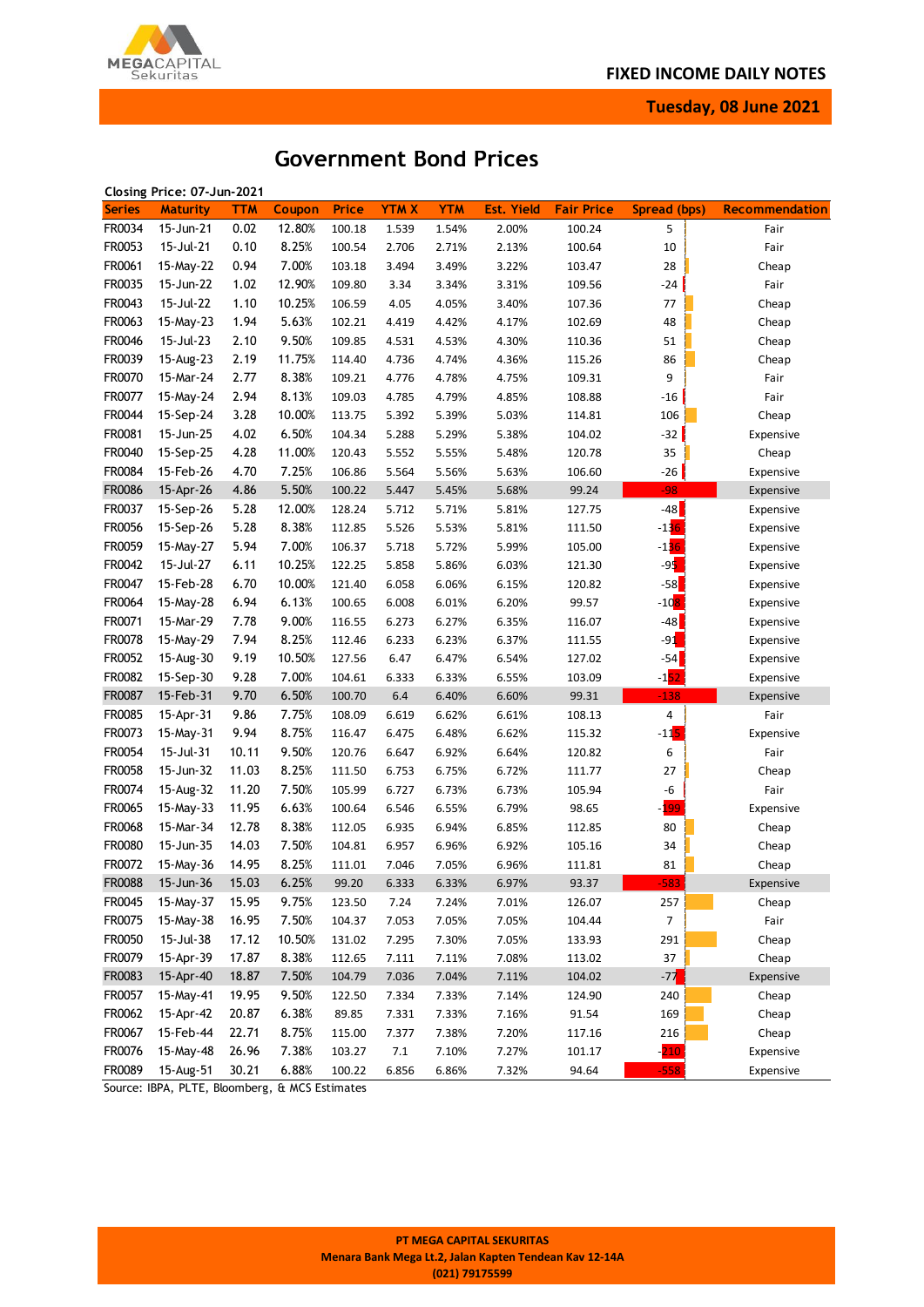# Government Bond Prices

Closing Price: 07-Jun-2021

| Series | Maturity | TTM | Coupon | Price | YTM X | YTM | Est. Yield | Fair Price | Spread (bps) | Recommendation |
|---|---|---|---|---|---|---|---|---|---|---|
| FR0034 | 15-Jun-21 | 0.02 | 12.80% | 100.18 | 1.539 | 1.54% | 2.00% | 100.24 | 5 | Fair |
| FR0053 | 15-Jul-21 | 0.10 | 8.25% | 100.54 | 2.706 | 2.71% | 2.13% | 100.64 | 10 | Fair |
| FR0061 | 15-May-22 | 0.94 | 7.00% | 103.18 | 3.494 | 3.49% | 3.22% | 103.47 | 28 | Cheap |
| FR0035 | 15-Jun-22 | 1.02 | 12.90% | 109.80 | 3.34 | 3.34% | 3.31% | 109.56 | -24 | Fair |
| FR0043 | 15-Jul-22 | 1.10 | 10.25% | 106.59 | 4.05 | 4.05% | 3.40% | 107.36 | 77 | Cheap |
| FR0063 | 15-May-23 | 1.94 | 5.63% | 102.21 | 4.419 | 4.42% | 4.17% | 102.69 | 48 | Cheap |
| FR0046 | 15-Jul-23 | 2.10 | 9.50% | 109.85 | 4.531 | 4.53% | 4.30% | 110.36 | 51 | Cheap |
| FR0039 | 15-Aug-23 | 2.19 | 11.75% | 114.40 | 4.736 | 4.74% | 4.36% | 115.26 | 86 | Cheap |
| FR0070 | 15-Mar-24 | 2.77 | 8.38% | 109.21 | 4.776 | 4.78% | 4.75% | 109.31 | 9 | Fair |
| FR0077 | 15-May-24 | 2.94 | 8.13% | 109.03 | 4.785 | 4.79% | 4.85% | 108.88 | -16 | Fair |
| FR0044 | 15-Sep-24 | 3.28 | 10.00% | 113.75 | 5.392 | 5.39% | 5.03% | 114.81 | 106 | Cheap |
| FR0081 | 15-Jun-25 | 4.02 | 6.50% | 104.34 | 5.288 | 5.29% | 5.38% | 104.02 | -32 | Expensive |
| FR0040 | 15-Sep-25 | 4.28 | 11.00% | 120.43 | 5.552 | 5.55% | 5.48% | 120.78 | 35 | Cheap |
| FR0084 | 15-Feb-26 | 4.70 | 7.25% | 106.86 | 5.564 | 5.56% | 5.63% | 106.60 | -26 | Expensive |
| FR0086 | 15-Apr-26 | 4.86 | 5.50% | 100.22 | 5.447 | 5.45% | 5.68% | 99.24 | -98 | Expensive |
| FR0037 | 15-Sep-26 | 5.28 | 12.00% | 128.24 | 5.712 | 5.71% | 5.81% | 127.75 | -48 | Expensive |
| FR0056 | 15-Sep-26 | 5.28 | 8.38% | 112.85 | 5.526 | 5.53% | 5.81% | 111.50 | -136 | Expensive |
| FR0059 | 15-May-27 | 5.94 | 7.00% | 106.37 | 5.718 | 5.72% | 5.99% | 105.00 | -136 | Expensive |
| FR0042 | 15-Jul-27 | 6.11 | 10.25% | 122.25 | 5.858 | 5.86% | 6.03% | 121.30 | -95 | Expensive |
| FR0047 | 15-Feb-28 | 6.70 | 10.00% | 121.40 | 6.058 | 6.06% | 6.15% | 120.82 | -58 | Expensive |
| FR0064 | 15-May-28 | 6.94 | 6.13% | 100.65 | 6.008 | 6.01% | 6.20% | 99.57 | -108 | Expensive |
| FR0071 | 15-Mar-29 | 7.78 | 9.00% | 116.55 | 6.273 | 6.27% | 6.35% | 116.07 | -48 | Expensive |
| FR0078 | 15-May-29 | 7.94 | 8.25% | 112.46 | 6.233 | 6.23% | 6.37% | 111.55 | -91 | Expensive |
| FR0052 | 15-Aug-30 | 9.19 | 10.50% | 127.56 | 6.47 | 6.47% | 6.54% | 127.02 | -54 | Expensive |
| FR0082 | 15-Sep-30 | 9.28 | 7.00% | 104.61 | 6.333 | 6.33% | 6.55% | 103.09 | -152 | Expensive |
| FR0087 | 15-Feb-31 | 9.70 | 6.50% | 100.70 | 6.4 | 6.40% | 6.60% | 99.31 | -138 | Expensive |
| FR0085 | 15-Apr-31 | 9.86 | 7.75% | 108.09 | 6.619 | 6.62% | 6.61% | 108.13 | 4 | Fair |
| FR0073 | 15-May-31 | 9.94 | 8.75% | 116.47 | 6.475 | 6.48% | 6.62% | 115.32 | -115 | Expensive |
| FR0054 | 15-Jul-31 | 10.11 | 9.50% | 120.76 | 6.647 | 6.92% | 6.64% | 120.82 | 6 | Fair |
| FR0058 | 15-Jun-32 | 11.03 | 8.25% | 111.50 | 6.753 | 6.75% | 6.72% | 111.77 | 27 | Cheap |
| FR0074 | 15-Aug-32 | 11.20 | 7.50% | 105.99 | 6.727 | 6.73% | 6.73% | 105.94 | -6 | Fair |
| FR0065 | 15-May-33 | 11.95 | 6.63% | 100.64 | 6.546 | 6.55% | 6.79% | 98.65 | -199 | Expensive |
| FR0068 | 15-Mar-34 | 12.78 | 8.38% | 112.05 | 6.935 | 6.94% | 6.85% | 112.85 | 80 | Cheap |
| FR0080 | 15-Jun-35 | 14.03 | 7.50% | 104.81 | 6.957 | 6.96% | 6.92% | 105.16 | 34 | Cheap |
| FR0072 | 15-May-36 | 14.95 | 8.25% | 111.01 | 7.046 | 7.05% | 6.96% | 111.81 | 81 | Cheap |
| FR0088 | 15-Jun-36 | 15.03 | 6.25% | 99.20 | 6.333 | 6.33% | 6.97% | 93.37 | -583 | Expensive |
| FR0045 | 15-May-37 | 15.95 | 9.75% | 123.50 | 7.24 | 7.24% | 7.01% | 126.07 | 257 | Cheap |
| FR0075 | 15-May-38 | 16.95 | 7.50% | 104.37 | 7.053 | 7.05% | 7.05% | 104.44 | 7 | Fair |
| FR0050 | 15-Jul-38 | 17.12 | 10.50% | 131.02 | 7.295 | 7.30% | 7.05% | 133.93 | 291 | Cheap |
| FR0079 | 15-Apr-39 | 17.87 | 8.38% | 112.65 | 7.111 | 7.11% | 7.08% | 113.02 | 37 | Cheap |
| FR0083 | 15-Apr-40 | 18.87 | 7.50% | 104.79 | 7.036 | 7.04% | 7.11% | 104.02 | -77 | Expensive |
| FR0057 | 15-May-41 | 19.95 | 9.50% | 122.50 | 7.334 | 7.33% | 7.14% | 124.90 | 240 | Cheap |
| FR0062 | 15-Apr-42 | 20.87 | 6.38% | 89.85 | 7.331 | 7.33% | 7.16% | 91.54 | 169 | Cheap |
| FR0067 | 15-Feb-44 | 22.71 | 8.75% | 115.00 | 7.377 | 7.38% | 7.20% | 117.16 | 216 | Cheap |
| FR0076 | 15-May-48 | 26.96 | 7.38% | 103.27 | 7.1 | 7.10% | 7.27% | 101.17 | -210 | Expensive |
| FR0089 | 15-Aug-51 | 30.21 | 6.88% | 100.22 | 6.856 | 6.86% | 7.32% | 94.64 | -558 | Expensive |

Source: IBPA, PLTE, Bloomberg, & MCS Estimates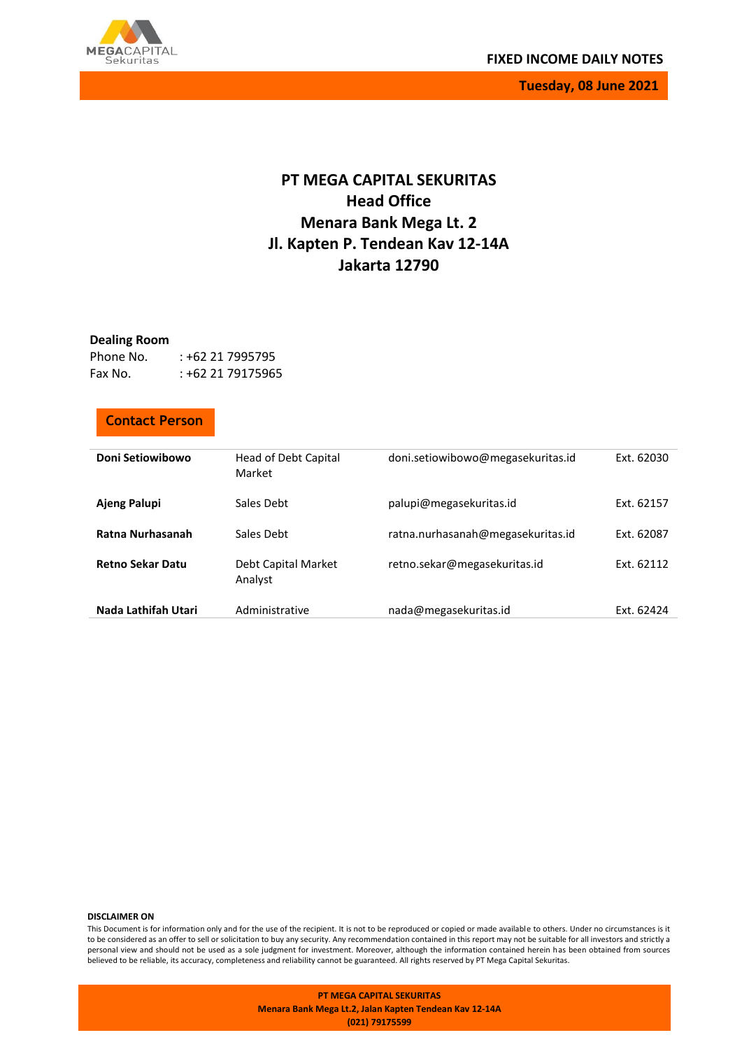# PT MEGA CAPITAL SEKURITAS
## Head Office
## Menara Bank Mega Lt. 2
## Jl. Kapten P. Tendean Kav 12-14A
## Jakarta 12790

**Dealing Room**

Phone No. : +62 21 7995795
Fax No. : +62 21 79175965

## Contact Person

| | | | |
|---|---|---|---|
| **Doni Setiowibowo** | Head of Debt Capital Market | doni.setiowibowo@megasekuritas.id | Ext. 62030 |
| **Ajeng Palupi** | Sales Debt | palupi@megasekuritas.id | Ext. 62157 |
| **Ratna Nurhasanah** | Sales Debt | ratna.nurhasanah@megasekuritas.id | Ext. 62087 |
| **Retno Sekar Datu** | Debt Capital Market Analyst | retno.sekar@megasekuritas.id | Ext. 62112 |
| **Nada Lathifah Utari** | Administrative | nada@megasekuritas.id | Ext. 62424 |

**DISCLAIMER ON**

This Document is for information only and for the use of the recipient. It is not to be reproduced or copied or made available to others. Under no circumstances is it to be considered as an offer to sell or solicitation to buy any security. Any recommendation contained in this report may not be suitable for all investors and strictly a personal view and should not be used as a sole judgment for investment. Moreover, although the information contained herein has been obtained from sources believed to be reliable, its accuracy, completeness and reliability cannot be guaranteed. All rights reserved by PT Mega Capital Sekuritas.